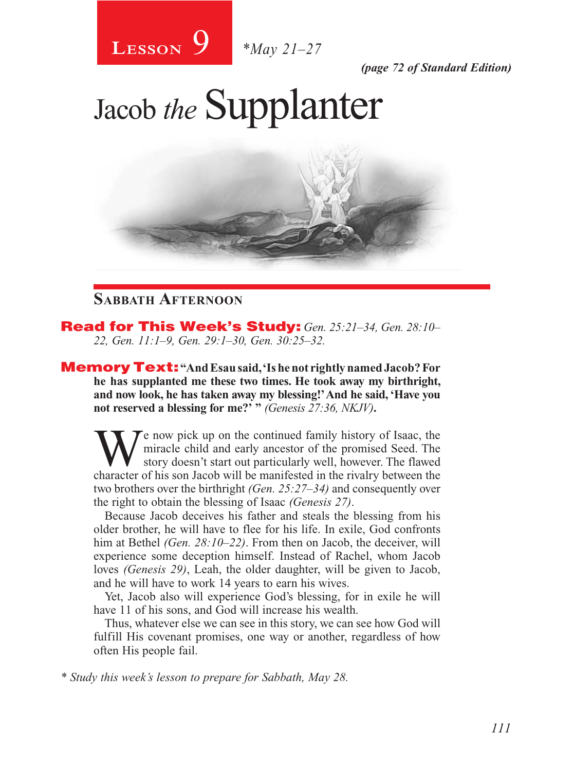**Lesson 9** *May 21–27

*(page 72 of Standard Edition)*

# Jacob *the* Supplanter

## Sabbath Afternoon

**Read for This Week's Study:** *Gen. 25:21–34, Gen. 28:10–22, Gen. 11:1–9, Gen. 29:1–30, Gen. 30:25–32.*

**Memory Text:** **"And Esau said, 'Is he not rightly named Jacob? For he has supplanted me these two times. He took away my birthright, and now look, he has taken away my blessing!' And he said, 'Have you not reserved a blessing for me?' "** *(Genesis 27:36, NKJV)***.**

We now pick up on the continued family history of Isaac, the miracle child and early ancestor of the promised Seed. The story doesn't start out particularly well, however. The flawed character of his son Jacob will be manifested in the rivalry between the two brothers over the birthright *(Gen. 25:27–34)* and consequently over the right to obtain the blessing of Isaac *(Genesis 27)*.

Because Jacob deceives his father and steals the blessing from his older brother, he will have to flee for his life. In exile, God confronts him at Bethel *(Gen. 28:10–22)*. From then on Jacob, the deceiver, will experience some deception himself. Instead of Rachel, whom Jacob loves *(Genesis 29)*, Leah, the older daughter, will be given to Jacob, and he will have to work 14 years to earn his wives.

Yet, Jacob also will experience God's blessing, for in exile he will have 11 of his sons, and God will increase his wealth.

Thus, whatever else we can see in this story, we can see how God will fulfill His covenant promises, one way or another, regardless of how often His people fail.

*\* Study this week's lesson to prepare for Sabbath, May 28.*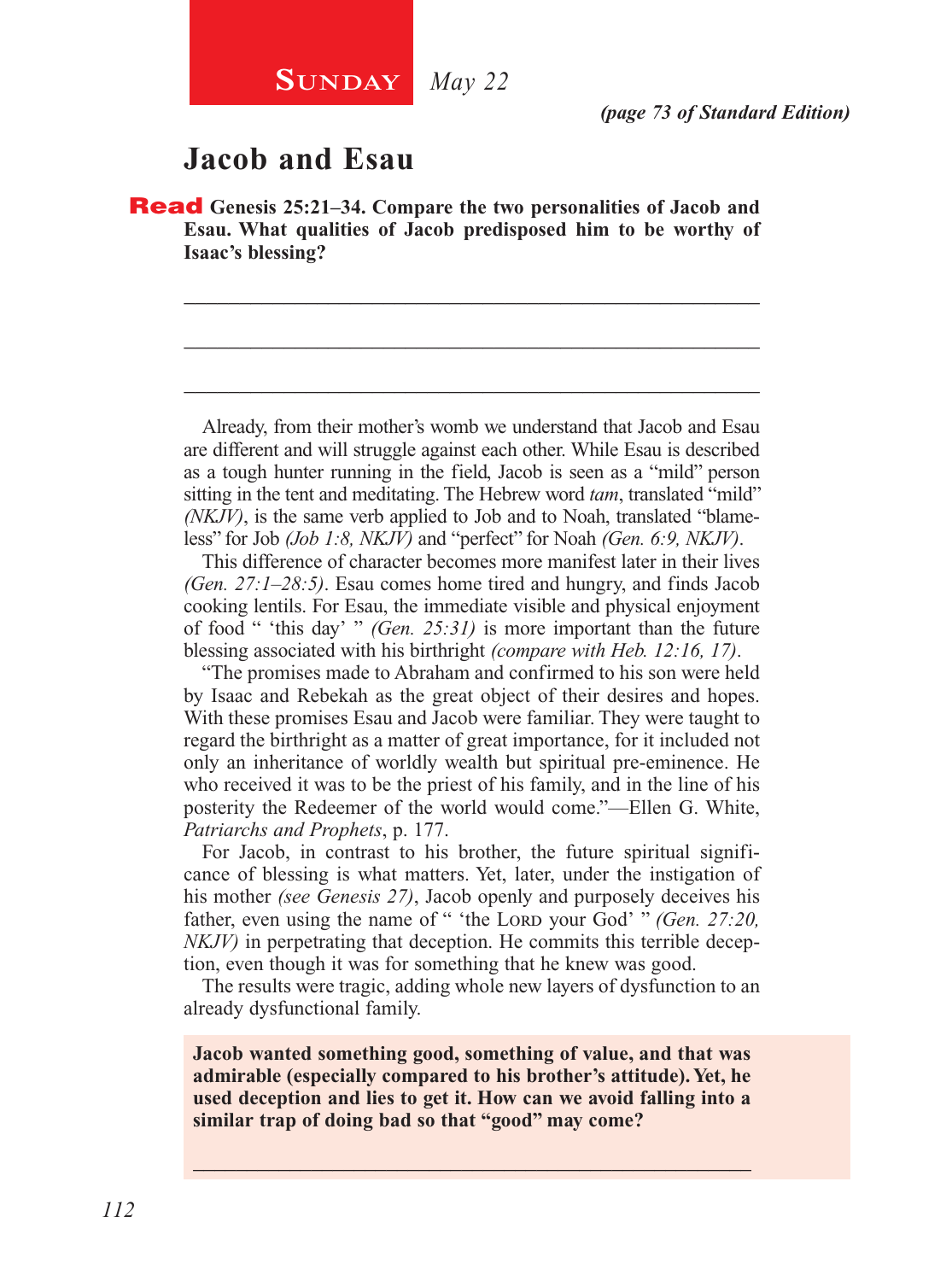**Sunday** *May 22*

*(page 73 of Standard Edition)*

## Jacob and Esau

**Read Genesis 25:21–34. Compare the two personalities of Jacob and Esau. What qualities of Jacob predisposed him to be worthy of Isaac's blessing?**

\_\_\_\_\_\_\_\_\_\_\_\_\_\_\_\_\_\_\_\_\_\_\_\_\_\_\_\_\_\_\_\_\_\_\_\_\_\_\_\_\_\_\_\_\_\_\_\_\_\_\_\_\_\_

\_\_\_\_\_\_\_\_\_\_\_\_\_\_\_\_\_\_\_\_\_\_\_\_\_\_\_\_\_\_\_\_\_\_\_\_\_\_\_\_\_\_\_\_\_\_\_\_\_\_\_\_\_\_

\_\_\_\_\_\_\_\_\_\_\_\_\_\_\_\_\_\_\_\_\_\_\_\_\_\_\_\_\_\_\_\_\_\_\_\_\_\_\_\_\_\_\_\_\_\_\_\_\_\_\_\_\_\_

Already, from their mother's womb we understand that Jacob and Esau are different and will struggle against each other. While Esau is described as a tough hunter running in the field, Jacob is seen as a "mild" person sitting in the tent and meditating. The Hebrew word *tam*, translated "mild" *(NKJV)*, is the same verb applied to Job and to Noah, translated "blameless" for Job *(Job 1:8, NKJV)* and "perfect" for Noah *(Gen. 6:9, NKJV)*.

This difference of character becomes more manifest later in their lives *(Gen. 27:1–28:5)*. Esau comes home tired and hungry, and finds Jacob cooking lentils. For Esau, the immediate visible and physical enjoyment of food " 'this day' " *(Gen. 25:31)* is more important than the future blessing associated with his birthright *(compare with Heb. 12:16, 17)*.

"The promises made to Abraham and confirmed to his son were held by Isaac and Rebekah as the great object of their desires and hopes. With these promises Esau and Jacob were familiar. They were taught to regard the birthright as a matter of great importance, for it included not only an inheritance of worldly wealth but spiritual pre-eminence. He who received it was to be the priest of his family, and in the line of his posterity the Redeemer of the world would come."—Ellen G. White, *Patriarchs and Prophets*, p. 177.

For Jacob, in contrast to his brother, the future spiritual significance of blessing is what matters. Yet, later, under the instigation of his mother *(see Genesis 27)*, Jacob openly and purposely deceives his father, even using the name of " 'the Lord your God' " *(Gen. 27:20, NKJV)* in perpetrating that deception. He commits this terrible deception, even though it was for something that he knew was good.

The results were tragic, adding whole new layers of dysfunction to an already dysfunctional family.

**Jacob wanted something good, something of value, and that was admirable (especially compared to his brother's attitude). Yet, he used deception and lies to get it. How can we avoid falling into a similar trap of doing bad so that "good" may come?**

\_\_\_\_\_\_\_\_\_\_\_\_\_\_\_\_\_\_\_\_\_\_\_\_\_\_\_\_\_\_\_\_\_\_\_\_\_\_\_\_\_\_\_\_\_\_\_\_\_\_\_\_\_\_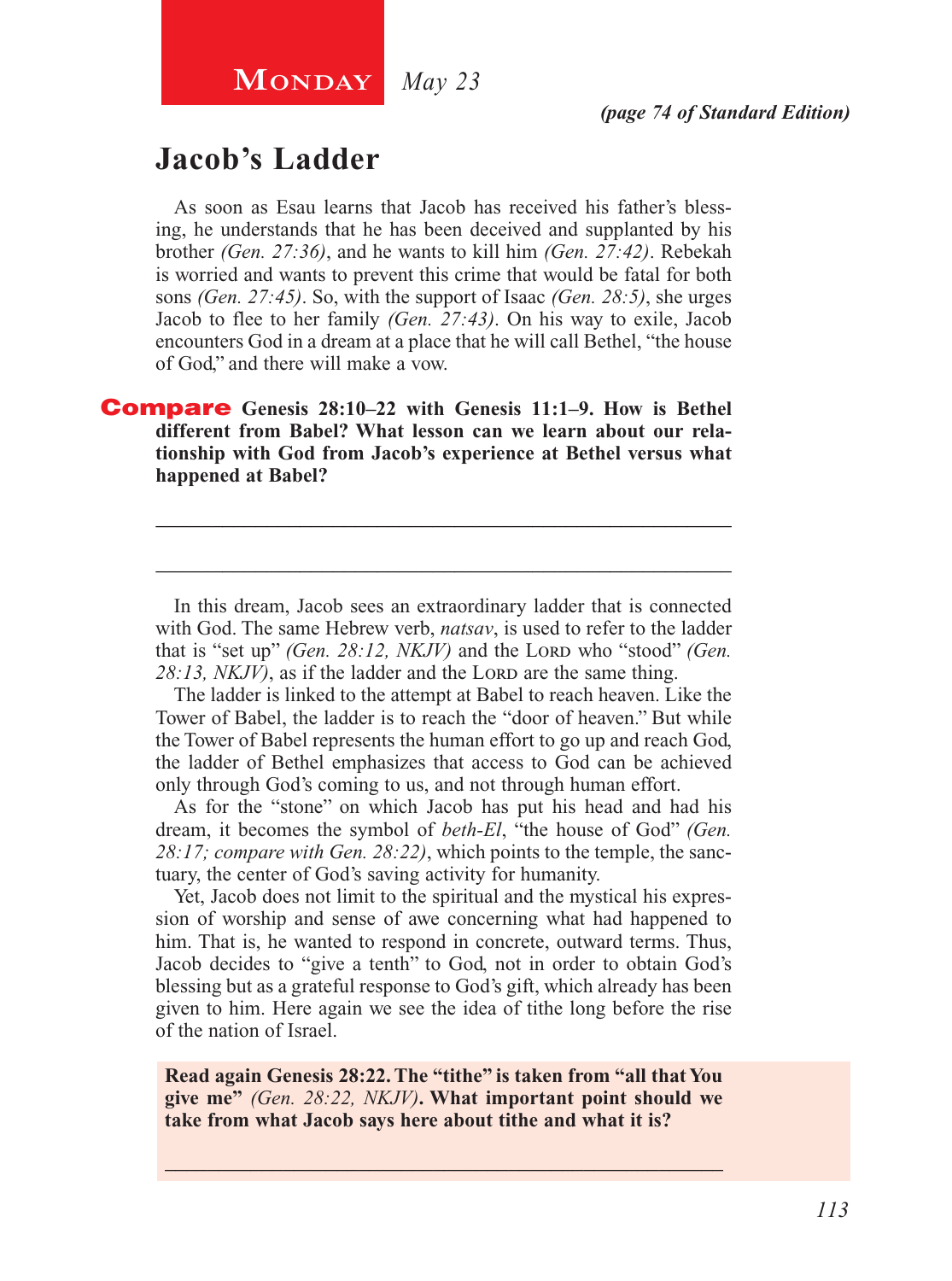**Monday** *May 23*

*(page 74 of Standard Edition)*

## Jacob's Ladder

As soon as Esau learns that Jacob has received his father's blessing, he understands that he has been deceived and supplanted by his brother *(Gen. 27:36)*, and he wants to kill him *(Gen. 27:42)*. Rebekah is worried and wants to prevent this crime that would be fatal for both sons *(Gen. 27:45)*. So, with the support of Isaac *(Gen. 28:5)*, she urges Jacob to flee to her family *(Gen. 27:43)*. On his way to exile, Jacob encounters God in a dream at a place that he will call Bethel, "the house of God," and there will make a vow.

**Compare Genesis 28:10–22 with Genesis 11:1–9. How is Bethel different from Babel? What lesson can we learn about our relationship with God from Jacob's experience at Bethel versus what happened at Babel?**

_______________________________________________________________

_______________________________________________________________

In this dream, Jacob sees an extraordinary ladder that is connected with God. The same Hebrew verb, *natsav*, is used to refer to the ladder that is "set up" *(Gen. 28:12, NKJV)* and the Lord who "stood" *(Gen. 28:13, NKJV)*, as if the ladder and the Lord are the same thing.

The ladder is linked to the attempt at Babel to reach heaven. Like the Tower of Babel, the ladder is to reach the "door of heaven." But while the Tower of Babel represents the human effort to go up and reach God, the ladder of Bethel emphasizes that access to God can be achieved only through God's coming to us, and not through human effort.

As for the "stone" on which Jacob has put his head and had his dream, it becomes the symbol of *beth-El*, "the house of God" *(Gen. 28:17; compare with Gen. 28:22)*, which points to the temple, the sanctuary, the center of God's saving activity for humanity.

Yet, Jacob does not limit to the spiritual and the mystical his expression of worship and sense of awe concerning what had happened to him. That is, he wanted to respond in concrete, outward terms. Thus, Jacob decides to "give a tenth" to God, not in order to obtain God's blessing but as a grateful response to God's gift, which already has been given to him. Here again we see the idea of tithe long before the rise of the nation of Israel.

**Read again Genesis 28:22. The "tithe" is taken from "all that You give me"** *(Gen. 28:22, NKJV)***. What important point should we take from what Jacob says here about tithe and what it is?**

_______________________________________________________________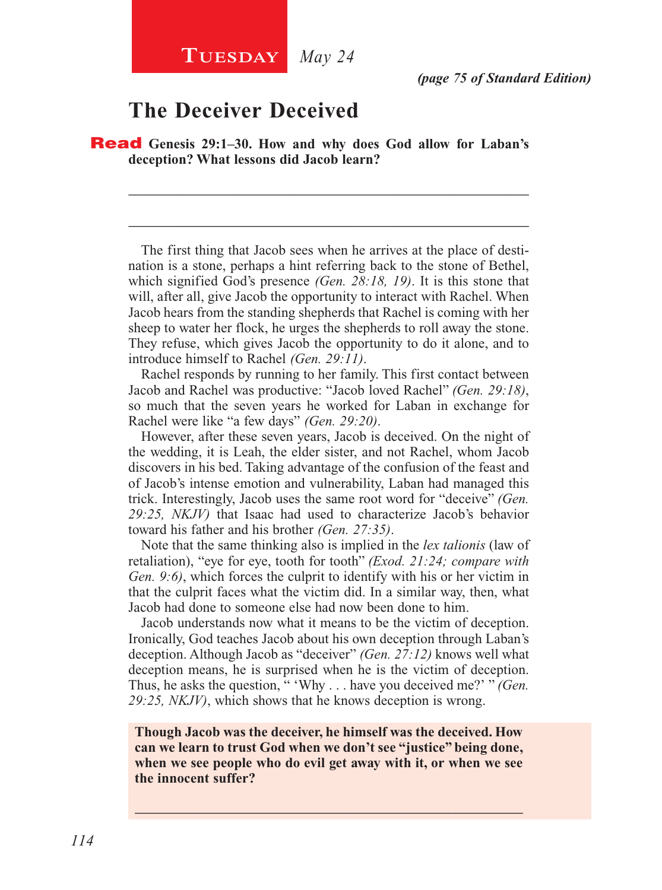**Tuesday** *May 24*

*(page 75 of Standard Edition)*

## The Deceiver Deceived

**Read Genesis 29:1–30. How and why does God allow for Laban's deception? What lessons did Jacob learn?**

___

___

The first thing that Jacob sees when he arrives at the place of destination is a stone, perhaps a hint referring back to the stone of Bethel, which signified God's presence *(Gen. 28:18, 19)*. It is this stone that will, after all, give Jacob the opportunity to interact with Rachel. When Jacob hears from the standing shepherds that Rachel is coming with her sheep to water her flock, he urges the shepherds to roll away the stone. They refuse, which gives Jacob the opportunity to do it alone, and to introduce himself to Rachel *(Gen. 29:11)*.

Rachel responds by running to her family. This first contact between Jacob and Rachel was productive: "Jacob loved Rachel" *(Gen. 29:18)*, so much that the seven years he worked for Laban in exchange for Rachel were like "a few days" *(Gen. 29:20)*.

However, after these seven years, Jacob is deceived. On the night of the wedding, it is Leah, the elder sister, and not Rachel, whom Jacob discovers in his bed. Taking advantage of the confusion of the feast and of Jacob's intense emotion and vulnerability, Laban had managed this trick. Interestingly, Jacob uses the same root word for "deceive" *(Gen. 29:25, NKJV)* that Isaac had used to characterize Jacob's behavior toward his father and his brother *(Gen. 27:35)*.

Note that the same thinking also is implied in the *lex talionis* (law of retaliation), "eye for eye, tooth for tooth" *(Exod. 21:24; compare with Gen. 9:6)*, which forces the culprit to identify with his or her victim in that the culprit faces what the victim did. In a similar way, then, what Jacob had done to someone else had now been done to him.

Jacob understands now what it means to be the victim of deception. Ironically, God teaches Jacob about his own deception through Laban's deception. Although Jacob as "deceiver" *(Gen. 27:12)* knows well what deception means, he is surprised when he is the victim of deception. Thus, he asks the question, " 'Why . . . have you deceived me?' " *(Gen. 29:25, NKJV)*, which shows that he knows deception is wrong.

**Though Jacob was the deceiver, he himself was the deceived. How can we learn to trust God when we don't see "justice" being done, when we see people who do evil get away with it, or when we see the innocent suffer?**

___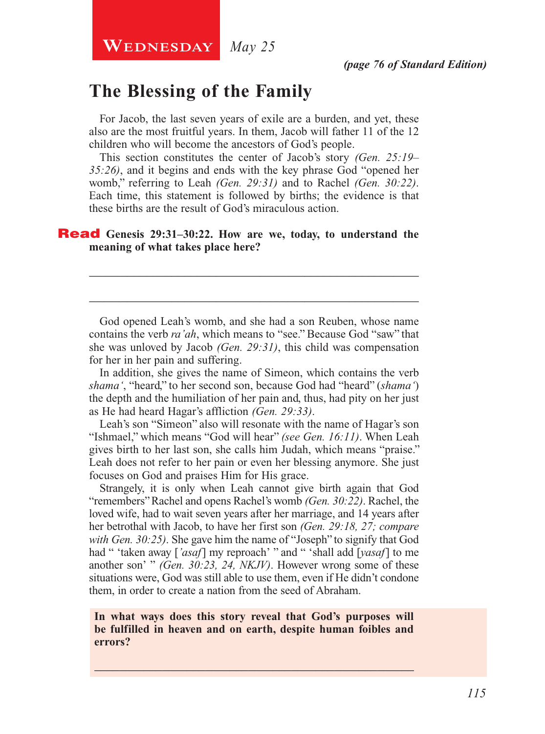**Wednesday** *May 25*

*(page 76 of Standard Edition)*

## The Blessing of the Family

For Jacob, the last seven years of exile are a burden, and yet, these also are the most fruitful years. In them, Jacob will father 11 of the 12 children who will become the ancestors of God's people.

This section constitutes the center of Jacob's story *(Gen. 25:19–35:26)*, and it begins and ends with the key phrase God "opened her womb," referring to Leah *(Gen. 29:31)* and to Rachel *(Gen. 30:22)*. Each time, this statement is followed by births; the evidence is that these births are the result of God's miraculous action.

**Read Genesis 29:31–30:22. How are we, today, to understand the meaning of what takes place here?**

_______________________________________________________________

_______________________________________________________________

God opened Leah's womb, and she had a son Reuben, whose name contains the verb *ra'ah*, which means to "see." Because God "saw" that she was unloved by Jacob *(Gen. 29:31)*, this child was compensation for her in her pain and suffering.

In addition, she gives the name of Simeon, which contains the verb *shama'*, "heard," to her second son, because God had "heard" (*shama'*) the depth and the humiliation of her pain and, thus, had pity on her just as He had heard Hagar's affliction *(Gen. 29:33)*.

Leah's son "Simeon" also will resonate with the name of Hagar's son "Ishmael," which means "God will hear" *(see Gen. 16:11)*. When Leah gives birth to her last son, she calls him Judah, which means "praise." Leah does not refer to her pain or even her blessing anymore. She just focuses on God and praises Him for His grace.

Strangely, it is only when Leah cannot give birth again that God "remembers" Rachel and opens Rachel's womb *(Gen. 30:22)*. Rachel, the loved wife, had to wait seven years after her marriage, and 14 years after her betrothal with Jacob, to have her first son *(Gen. 29:18, 27; compare with Gen. 30:25)*. She gave him the name of "Joseph" to signify that God had " 'taken away [*'asaf*] my reproach' " and " 'shall add [*yasaf*] to me another son' " *(Gen. 30:23, 24, NKJV)*. However wrong some of these situations were, God was still able to use them, even if He didn't condone them, in order to create a nation from the seed of Abraham.

**In what ways does this story reveal that God's purposes will be fulfilled in heaven and on earth, despite human foibles and errors?**

_______________________________________________________________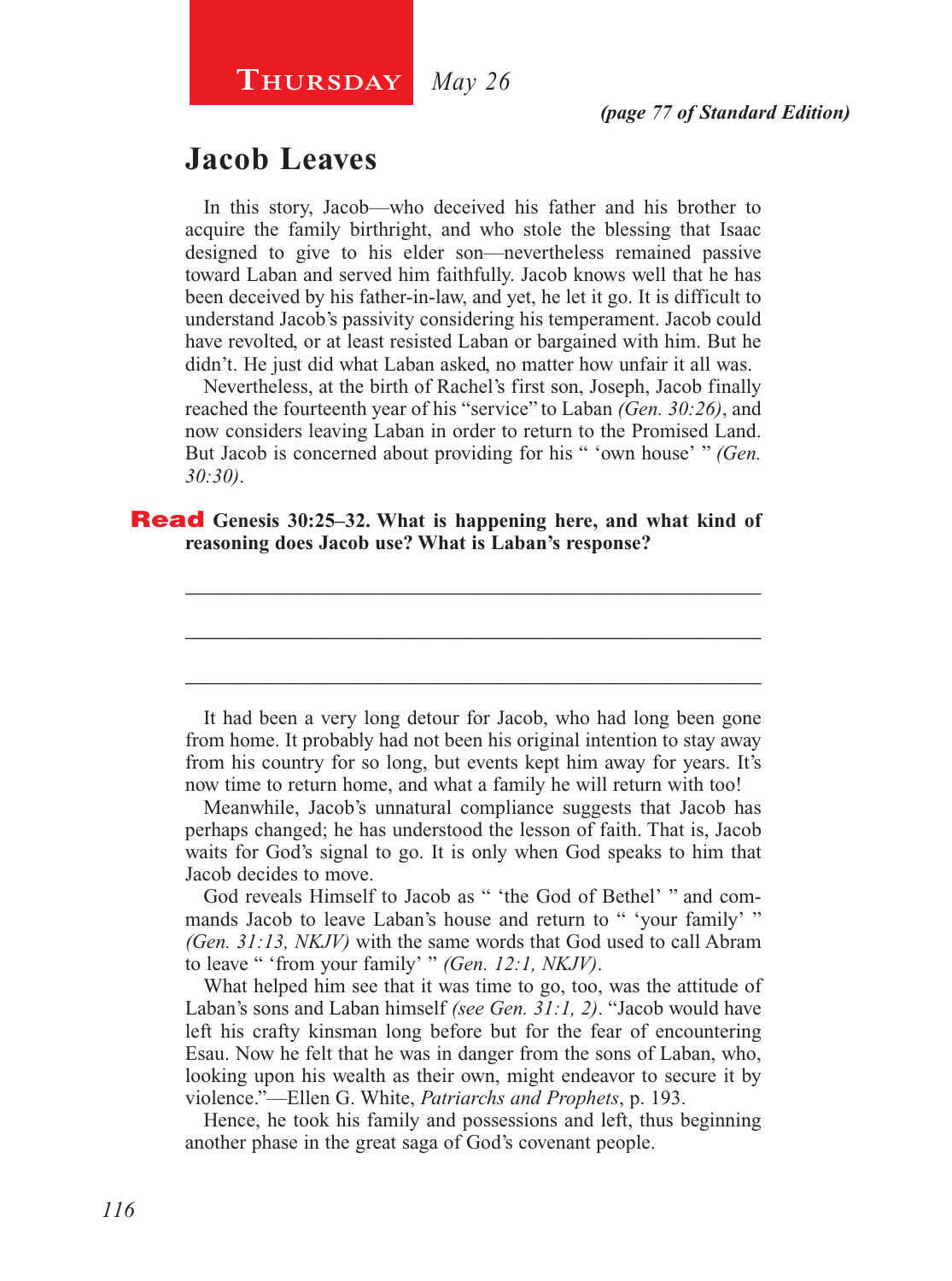**Thursday** *May 26*

*(page 77 of Standard Edition)*

## Jacob Leaves

In this story, Jacob—who deceived his father and his brother to acquire the family birthright, and who stole the blessing that Isaac designed to give to his elder son—nevertheless remained passive toward Laban and served him faithfully. Jacob knows well that he has been deceived by his father-in-law, and yet, he let it go. It is difficult to understand Jacob's passivity considering his temperament. Jacob could have revolted, or at least resisted Laban or bargained with him. But he didn't. He just did what Laban asked, no matter how unfair it all was.

Nevertheless, at the birth of Rachel's first son, Joseph, Jacob finally reached the fourteenth year of his "service" to Laban *(Gen. 30:26)*, and now considers leaving Laban in order to return to the Promised Land. But Jacob is concerned about providing for his " 'own house' " *(Gen. 30:30)*.

**Read Genesis 30:25–32. What is happening here, and what kind of reasoning does Jacob use? What is Laban's response?**

_______________________________________________

_______________________________________________

_______________________________________________

It had been a very long detour for Jacob, who had long been gone from home. It probably had not been his original intention to stay away from his country for so long, but events kept him away for years. It's now time to return home, and what a family he will return with too!

Meanwhile, Jacob's unnatural compliance suggests that Jacob has perhaps changed; he has understood the lesson of faith. That is, Jacob waits for God's signal to go. It is only when God speaks to him that Jacob decides to move.

God reveals Himself to Jacob as " 'the God of Bethel' " and commands Jacob to leave Laban's house and return to " 'your family' " *(Gen. 31:13, NKJV)* with the same words that God used to call Abram to leave " 'from your family' " *(Gen. 12:1, NKJV)*.

What helped him see that it was time to go, too, was the attitude of Laban's sons and Laban himself *(see Gen. 31:1, 2)*. "Jacob would have left his crafty kinsman long before but for the fear of encountering Esau. Now he felt that he was in danger from the sons of Laban, who, looking upon his wealth as their own, might endeavor to secure it by violence."—Ellen G. White, *Patriarchs and Prophets*, p. 193.

Hence, he took his family and possessions and left, thus beginning another phase in the great saga of God's covenant people.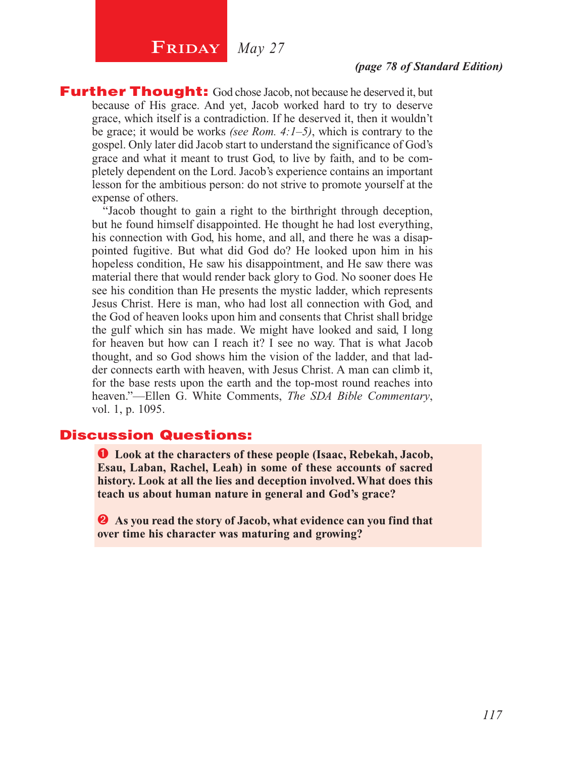# Friday *May 27*

***(page 78 of Standard Edition)***

**Further Thought:** God chose Jacob, not because he deserved it, but because of His grace. And yet, Jacob worked hard to try to deserve grace, which itself is a contradiction. If he deserved it, then it wouldn't be grace; it would be works *(see Rom. 4:1–5)*, which is contrary to the gospel. Only later did Jacob start to understand the significance of God's grace and what it meant to trust God, to live by faith, and to be completely dependent on the Lord. Jacob's experience contains an important lesson for the ambitious person: do not strive to promote yourself at the expense of others.

"Jacob thought to gain a right to the birthright through deception, but he found himself disappointed. He thought he had lost everything, his connection with God, his home, and all, and there he was a disappointed fugitive. But what did God do? He looked upon him in his hopeless condition, He saw his disappointment, and He saw there was material there that would render back glory to God. No sooner does He see his condition than He presents the mystic ladder, which represents Jesus Christ. Here is man, who had lost all connection with God, and the God of heaven looks upon him and consents that Christ shall bridge the gulf which sin has made. We might have looked and said, I long for heaven but how can I reach it? I see no way. That is what Jacob thought, and so God shows him the vision of the ladder, and that ladder connects earth with heaven, with Jesus Christ. A man can climb it, for the base rests upon the earth and the top-most round reaches into heaven."—Ellen G. White Comments, *The SDA Bible Commentary*, vol. 1, p. 1095.

## Discussion Questions:

1. **Look at the characters of these people (Isaac, Rebekah, Jacob, Esau, Laban, Rachel, Leah) in some of these accounts of sacred history. Look at all the lies and deception involved. What does this teach us about human nature in general and God's grace?**

2. **As you read the story of Jacob, what evidence can you find that over time his character was maturing and growing?**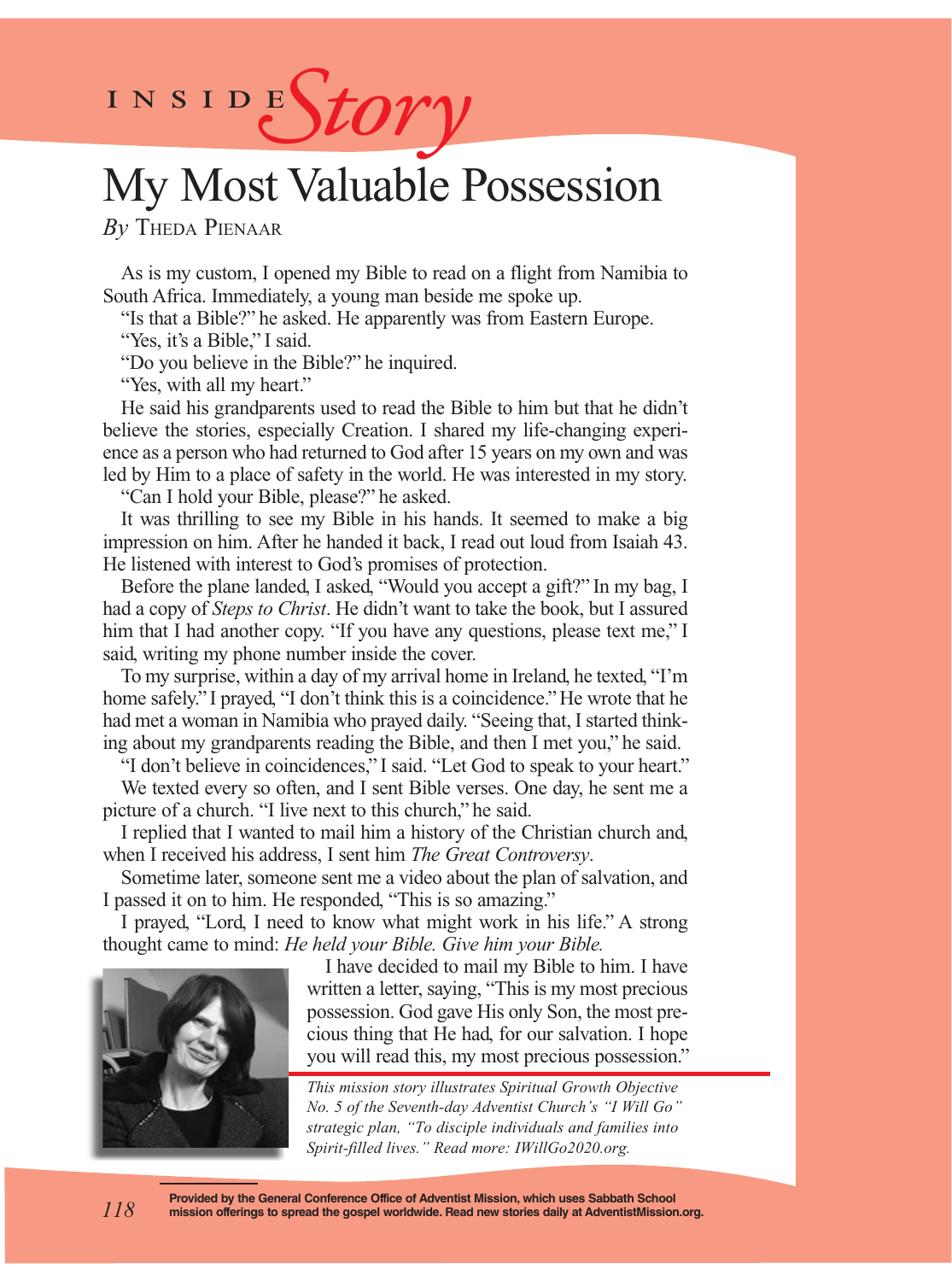INSIDE *Story*

# My Most Valuable Possession

*By* Theda Pienaar

As is my custom, I opened my Bible to read on a flight from Namibia to South Africa. Immediately, a young man beside me spoke up.

"Is that a Bible?" he asked. He apparently was from Eastern Europe.

"Yes, it's a Bible," I said.

"Do you believe in the Bible?" he inquired.

"Yes, with all my heart."

He said his grandparents used to read the Bible to him but that he didn't believe the stories, especially Creation. I shared my life-changing experience as a person who had returned to God after 15 years on my own and was led by Him to a place of safety in the world. He was interested in my story.

"Can I hold your Bible, please?" he asked.

It was thrilling to see my Bible in his hands. It seemed to make a big impression on him. After he handed it back, I read out loud from Isaiah 43. He listened with interest to God's promises of protection.

Before the plane landed, I asked, "Would you accept a gift?" In my bag, I had a copy of *Steps to Christ*. He didn't want to take the book, but I assured him that I had another copy. "If you have any questions, please text me," I said, writing my phone number inside the cover.

To my surprise, within a day of my arrival home in Ireland, he texted, "I'm home safely." I prayed, "I don't think this is a coincidence." He wrote that he had met a woman in Namibia who prayed daily. "Seeing that, I started thinking about my grandparents reading the Bible, and then I met you," he said.

"I don't believe in coincidences," I said. "Let God to speak to your heart."

We texted every so often, and I sent Bible verses. One day, he sent me a picture of a church. "I live next to this church," he said.

I replied that I wanted to mail him a history of the Christian church and, when I received his address, I sent him *The Great Controversy*.

Sometime later, someone sent me a video about the plan of salvation, and I passed it on to him. He responded, "This is so amazing."

I prayed, "Lord, I need to know what might work in his life." A strong thought came to mind: *He held your Bible. Give him your Bible.*

I have decided to mail my Bible to him. I have written a letter, saying, "This is my most precious possession. God gave His only Son, the most precious thing that He had, for our salvation. I hope you will read this, my most precious possession."

*This mission story illustrates Spiritual Growth Objective No. 5 of the Seventh-day Adventist Church's "I Will Go" strategic plan, "To disciple individuals and families into Spirit-filled lives." Read more: IWillGo2020.org.*

**Provided by the General Conference Office of Adventist Mission, which uses Sabbath School mission offerings to spread the gospel worldwide. Read new stories daily at AdventistMission.org.**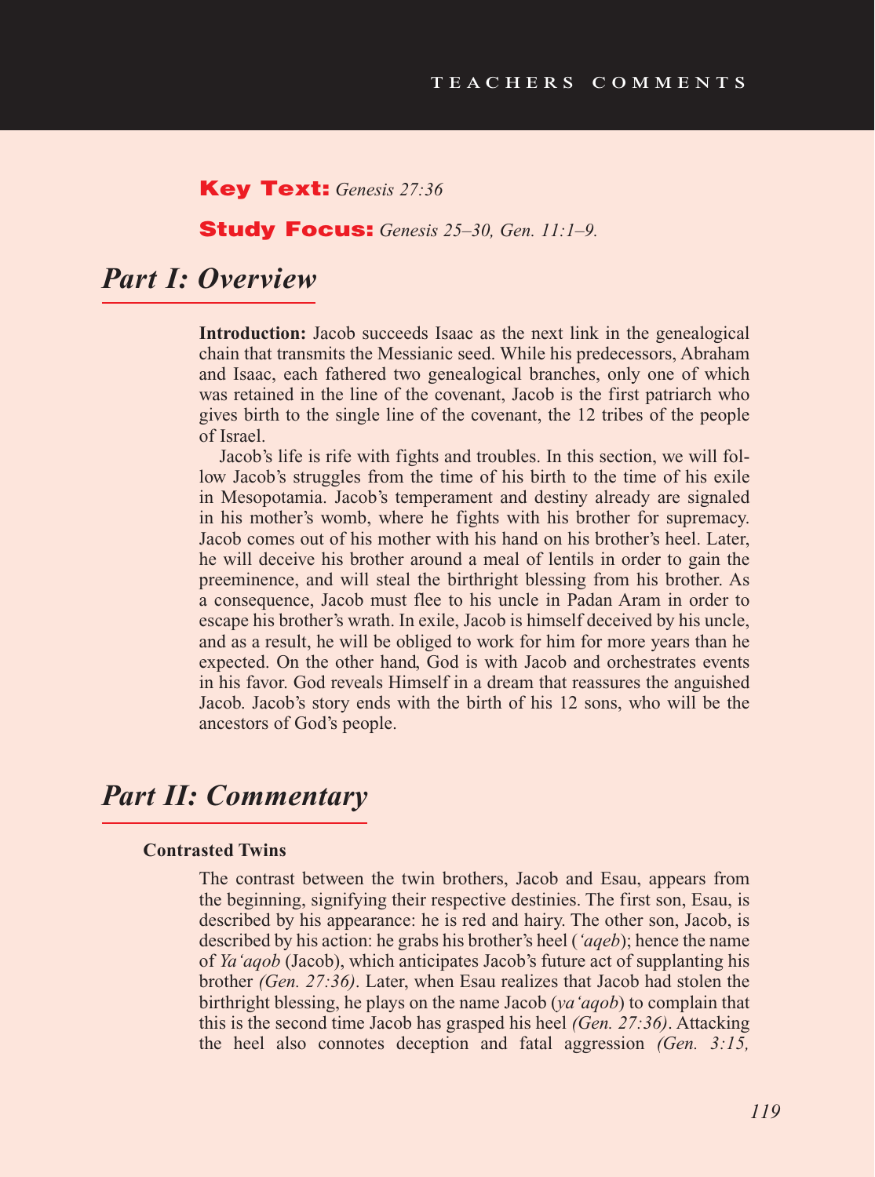**Key Text:** *Genesis 27:36*

**Study Focus:** *Genesis 25–30, Gen. 11:1–9.*

# Part I: Overview

**Introduction:** Jacob succeeds Isaac as the next link in the genealogical chain that transmits the Messianic seed. While his predecessors, Abraham and Isaac, each fathered two genealogical branches, only one of which was retained in the line of the covenant, Jacob is the first patriarch who gives birth to the single line of the covenant, the 12 tribes of the people of Israel.

Jacob's life is rife with fights and troubles. In this section, we will follow Jacob's struggles from the time of his birth to the time of his exile in Mesopotamia. Jacob's temperament and destiny already are signaled in his mother's womb, where he fights with his brother for supremacy. Jacob comes out of his mother with his hand on his brother's heel. Later, he will deceive his brother around a meal of lentils in order to gain the preeminence, and will steal the birthright blessing from his brother. As a consequence, Jacob must flee to his uncle in Padan Aram in order to escape his brother's wrath. In exile, Jacob is himself deceived by his uncle, and as a result, he will be obliged to work for him for more years than he expected. On the other hand, God is with Jacob and orchestrates events in his favor. God reveals Himself in a dream that reassures the anguished Jacob. Jacob's story ends with the birth of his 12 sons, who will be the ancestors of God's people.

# Part II: Commentary

### Contrasted Twins

The contrast between the twin brothers, Jacob and Esau, appears from the beginning, signifying their respective destinies. The first son, Esau, is described by his appearance: he is red and hairy. The other son, Jacob, is described by his action: he grabs his brother's heel (*'aqeb*); hence the name of *Ya'aqob* (Jacob), which anticipates Jacob's future act of supplanting his brother *(Gen. 27:36)*. Later, when Esau realizes that Jacob had stolen the birthright blessing, he plays on the name Jacob (*ya'aqob*) to complain that this is the second time Jacob has grasped his heel *(Gen. 27:36)*. Attacking the heel also connotes deception and fatal aggression *(Gen. 3:15,*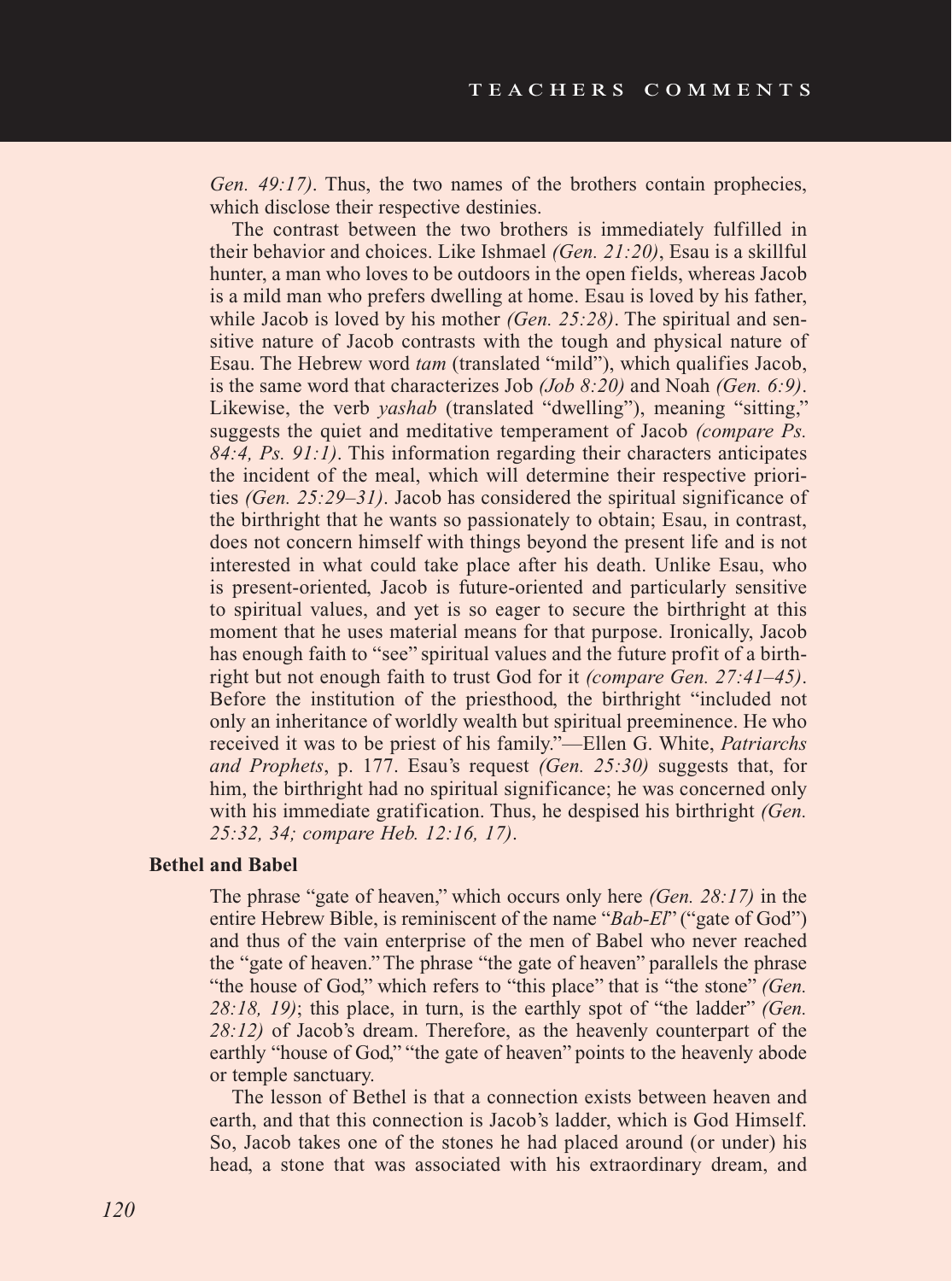*Gen. 49:17)*. Thus, the two names of the brothers contain prophecies, which disclose their respective destinies.

The contrast between the two brothers is immediately fulfilled in their behavior and choices. Like Ishmael *(Gen. 21:20)*, Esau is a skillful hunter, a man who loves to be outdoors in the open fields, whereas Jacob is a mild man who prefers dwelling at home. Esau is loved by his father, while Jacob is loved by his mother *(Gen. 25:28)*. The spiritual and sensitive nature of Jacob contrasts with the tough and physical nature of Esau. The Hebrew word *tam* (translated "mild"), which qualifies Jacob, is the same word that characterizes Job *(Job 8:20)* and Noah *(Gen. 6:9)*. Likewise, the verb *yashab* (translated "dwelling"), meaning "sitting," suggests the quiet and meditative temperament of Jacob *(compare Ps. 84:4, Ps. 91:1)*. This information regarding their characters anticipates the incident of the meal, which will determine their respective priorities *(Gen. 25:29–31)*. Jacob has considered the spiritual significance of the birthright that he wants so passionately to obtain; Esau, in contrast, does not concern himself with things beyond the present life and is not interested in what could take place after his death. Unlike Esau, who is present-oriented, Jacob is future-oriented and particularly sensitive to spiritual values, and yet is so eager to secure the birthright at this moment that he uses material means for that purpose. Ironically, Jacob has enough faith to "see" spiritual values and the future profit of a birthright but not enough faith to trust God for it *(compare Gen. 27:41–45)*. Before the institution of the priesthood, the birthright "included not only an inheritance of worldly wealth but spiritual preeminence. He who received it was to be priest of his family."—Ellen G. White, *Patriarchs and Prophets*, p. 177. Esau's request *(Gen. 25:30)* suggests that, for him, the birthright had no spiritual significance; he was concerned only with his immediate gratification. Thus, he despised his birthright *(Gen. 25:32, 34; compare Heb. 12:16, 17)*.

**Bethel and Babel**

The phrase "gate of heaven," which occurs only here *(Gen. 28:17)* in the entire Hebrew Bible, is reminiscent of the name "*Bab-El*" ("gate of God") and thus of the vain enterprise of the men of Babel who never reached the "gate of heaven." The phrase "the gate of heaven" parallels the phrase "the house of God," which refers to "this place" that is "the stone" *(Gen. 28:18, 19)*; this place, in turn, is the earthly spot of "the ladder" *(Gen. 28:12)* of Jacob's dream. Therefore, as the heavenly counterpart of the earthly "house of God," "the gate of heaven" points to the heavenly abode or temple sanctuary.

The lesson of Bethel is that a connection exists between heaven and earth, and that this connection is Jacob's ladder, which is God Himself. So, Jacob takes one of the stones he had placed around (or under) his head, a stone that was associated with his extraordinary dream, and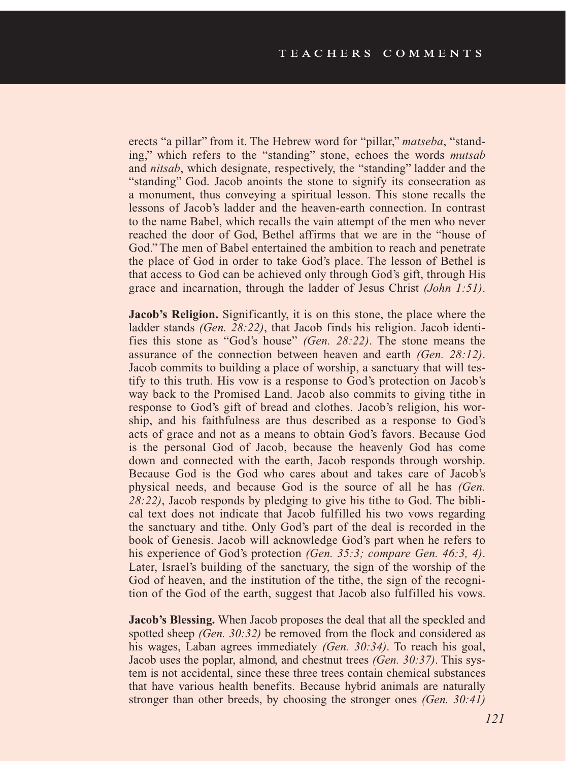erects "a pillar" from it. The Hebrew word for "pillar," *matseba*, "standing," which refers to the "standing" stone, echoes the words *mutsab* and *nitsab*, which designate, respectively, the "standing" ladder and the "standing" God. Jacob anoints the stone to signify its consecration as a monument, thus conveying a spiritual lesson. This stone recalls the lessons of Jacob's ladder and the heaven-earth connection. In contrast to the name Babel, which recalls the vain attempt of the men who never reached the door of God, Bethel affirms that we are in the "house of God." The men of Babel entertained the ambition to reach and penetrate the place of God in order to take God's place. The lesson of Bethel is that access to God can be achieved only through God's gift, through His grace and incarnation, through the ladder of Jesus Christ *(John 1:51)*.

**Jacob's Religion.** Significantly, it is on this stone, the place where the ladder stands *(Gen. 28:22)*, that Jacob finds his religion. Jacob identifies this stone as "God's house" *(Gen. 28:22)*. The stone means the assurance of the connection between heaven and earth *(Gen. 28:12)*. Jacob commits to building a place of worship, a sanctuary that will testify to this truth. His vow is a response to God's protection on Jacob's way back to the Promised Land. Jacob also commits to giving tithe in response to God's gift of bread and clothes. Jacob's religion, his worship, and his faithfulness are thus described as a response to God's acts of grace and not as a means to obtain God's favors. Because God is the personal God of Jacob, because the heavenly God has come down and connected with the earth, Jacob responds through worship. Because God is the God who cares about and takes care of Jacob's physical needs, and because God is the source of all he has *(Gen. 28:22)*, Jacob responds by pledging to give his tithe to God. The biblical text does not indicate that Jacob fulfilled his two vows regarding the sanctuary and tithe. Only God's part of the deal is recorded in the book of Genesis. Jacob will acknowledge God's part when he refers to his experience of God's protection *(Gen. 35:3; compare Gen. 46:3, 4)*. Later, Israel's building of the sanctuary, the sign of the worship of the God of heaven, and the institution of the tithe, the sign of the recognition of the God of the earth, suggest that Jacob also fulfilled his vows.

**Jacob's Blessing.** When Jacob proposes the deal that all the speckled and spotted sheep *(Gen. 30:32)* be removed from the flock and considered as his wages, Laban agrees immediately *(Gen. 30:34)*. To reach his goal, Jacob uses the poplar, almond, and chestnut trees *(Gen. 30:37)*. This system is not accidental, since these three trees contain chemical substances that have various health benefits. Because hybrid animals are naturally stronger than other breeds, by choosing the stronger ones *(Gen. 30:41)*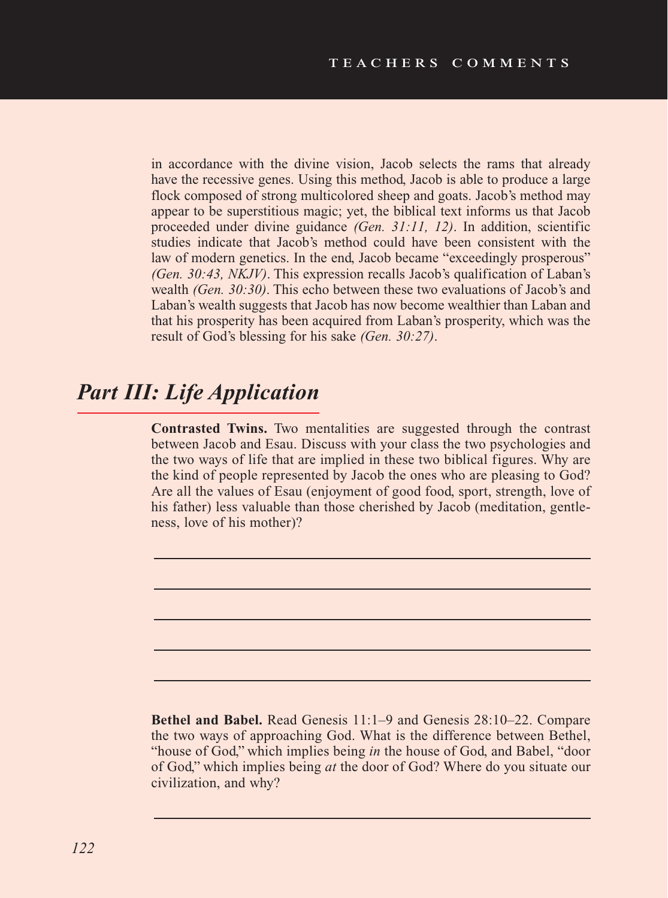in accordance with the divine vision, Jacob selects the rams that already have the recessive genes. Using this method, Jacob is able to produce a large flock composed of strong multicolored sheep and goats. Jacob's method may appear to be superstitious magic; yet, the biblical text informs us that Jacob proceeded under divine guidance *(Gen. 31:11, 12)*. In addition, scientific studies indicate that Jacob's method could have been consistent with the law of modern genetics. In the end, Jacob became "exceedingly prosperous" *(Gen. 30:43, NKJV)*. This expression recalls Jacob's qualification of Laban's wealth *(Gen. 30:30)*. This echo between these two evaluations of Jacob's and Laban's wealth suggests that Jacob has now become wealthier than Laban and that his prosperity has been acquired from Laban's prosperity, which was the result of God's blessing for his sake *(Gen. 30:27)*.

## *Part III: Life Application*

**Contrasted Twins.** Two mentalities are suggested through the contrast between Jacob and Esau. Discuss with your class the two psychologies and the two ways of life that are implied in these two biblical figures. Why are the kind of people represented by Jacob the ones who are pleasing to God? Are all the values of Esau (enjoyment of good food, sport, strength, love of his father) less valuable than those cherished by Jacob (meditation, gentleness, love of his mother)?

**Bethel and Babel.** Read Genesis 11:1–9 and Genesis 28:10–22. Compare the two ways of approaching God. What is the difference between Bethel, "house of God," which implies being *in* the house of God, and Babel, "door of God," which implies being *at* the door of God? Where do you situate our civilization, and why?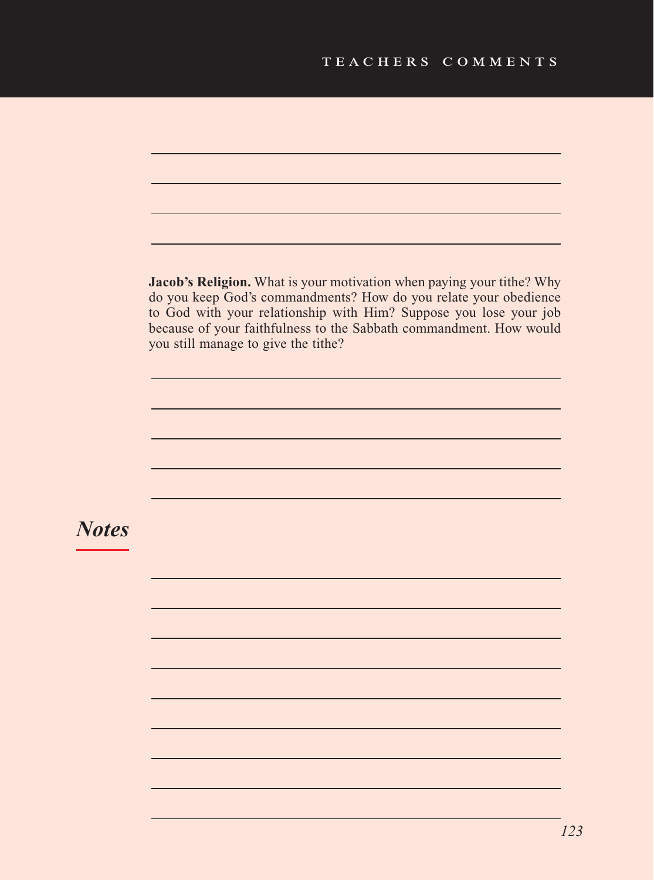**Jacob's Religion.** What is your motivation when paying your tithe? Why do you keep God's commandments? How do you relate your obedience to God with your relationship with Him? Suppose you lose your job because of your faithfulness to the Sabbath commandment. How would you still manage to give the tithe?

## *Notes*